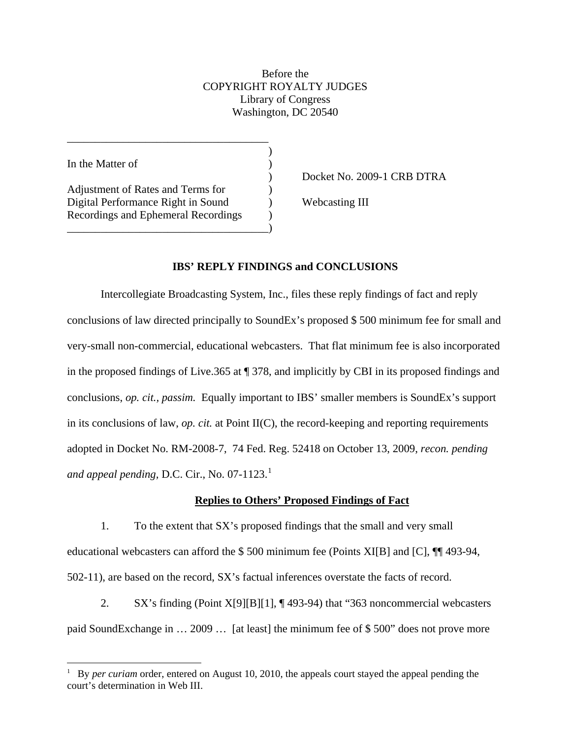Before the
COPYRIGHT ROYALTY JUDGES
Library of Congress
Washington, DC 20540

| | |
|---|---|
| In the Matter of | |
| | Docket No. 2009-1 CRB DTRA |
| Adjustment of Rates and Terms for Digital Performance Right in Sound Recordings and Ephemeral Recordings | Webcasting III |

**IBS' REPLY FINDINGS and CONCLUSIONS**

Intercollegiate Broadcasting System, Inc., files these reply findings of fact and reply conclusions of law directed principally to SoundEx's proposed $ 500 minimum fee for small and very-small non-commercial, educational webcasters. That flat minimum fee is also incorporated in the proposed findings of Live.365 at ¶ 378, and implicitly by CBI in its proposed findings and conclusions, *op. cit., passim.* Equally important to IBS' smaller members is SoundEx's support in its conclusions of law, *op. cit.* at Point II(C), the record-keeping and reporting requirements adopted in Docket No. RM-2008-7, 74 Fed. Reg. 52418 on October 13, 2009, *recon. pending and appeal pending*, D.C. Cir., No. 07-1123.[1]

**Replies to Others' Proposed Findings of Fact**

1. To the extent that SX's proposed findings that the small and very small educational webcasters can afford the $ 500 minimum fee (Points XI[B] and [C], ¶¶ 493-94, 502-11), are based on the record, SX's factual inferences overstate the facts of record.

2. SX's finding (Point X[9][B][1], ¶ 493-94) that "363 noncommercial webcasters paid SoundExchange in … 2009 … [at least] the minimum fee of $ 500" does not prove more

[1] By *per curiam* order, entered on August 10, 2010, the appeals court stayed the appeal pending the court's determination in Web III.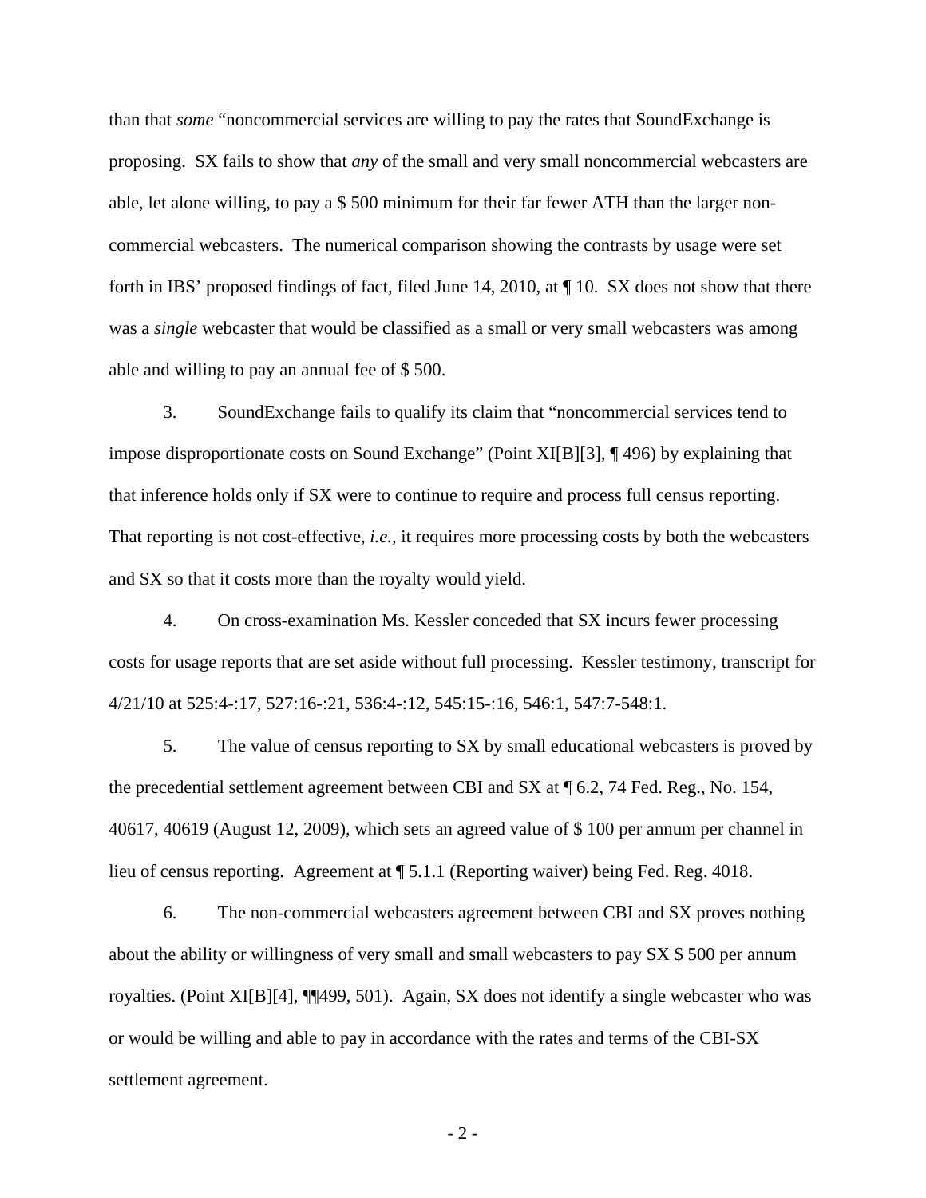than that *some* "noncommercial services are willing to pay the rates that SoundExchange is proposing. SX fails to show that *any* of the small and very small noncommercial webcasters are able, let alone willing, to pay a $ 500 minimum for their far fewer ATH than the larger non-commercial webcasters. The numerical comparison showing the contrasts by usage were set forth in IBS' proposed findings of fact, filed June 14, 2010, at ¶ 10. SX does not show that there was a *single* webcaster that would be classified as a small or very small webcasters was among able and willing to pay an annual fee of $ 500.

3. SoundExchange fails to qualify its claim that "noncommercial services tend to impose disproportionate costs on Sound Exchange" (Point XI[B][3], ¶ 496) by explaining that that inference holds only if SX were to continue to require and process full census reporting. That reporting is not cost-effective, *i.e.,* it requires more processing costs by both the webcasters and SX so that it costs more than the royalty would yield.

4. On cross-examination Ms. Kessler conceded that SX incurs fewer processing costs for usage reports that are set aside without full processing. Kessler testimony, transcript for 4/21/10 at 525:4-:17, 527:16-:21, 536:4-:12, 545:15-:16, 546:1, 547:7-548:1.

5. The value of census reporting to SX by small educational webcasters is proved by the precedential settlement agreement between CBI and SX at ¶ 6.2, 74 Fed. Reg., No. 154, 40617, 40619 (August 12, 2009), which sets an agreed value of $ 100 per annum per channel in lieu of census reporting. Agreement at ¶ 5.1.1 (Reporting waiver) being Fed. Reg. 4018.

6. The non-commercial webcasters agreement between CBI and SX proves nothing about the ability or willingness of very small and small webcasters to pay SX $ 500 per annum royalties. (Point XI[B][4], ¶¶499, 501). Again, SX does not identify a single webcaster who was or would be willing and able to pay in accordance with the rates and terms of the CBI-SX settlement agreement.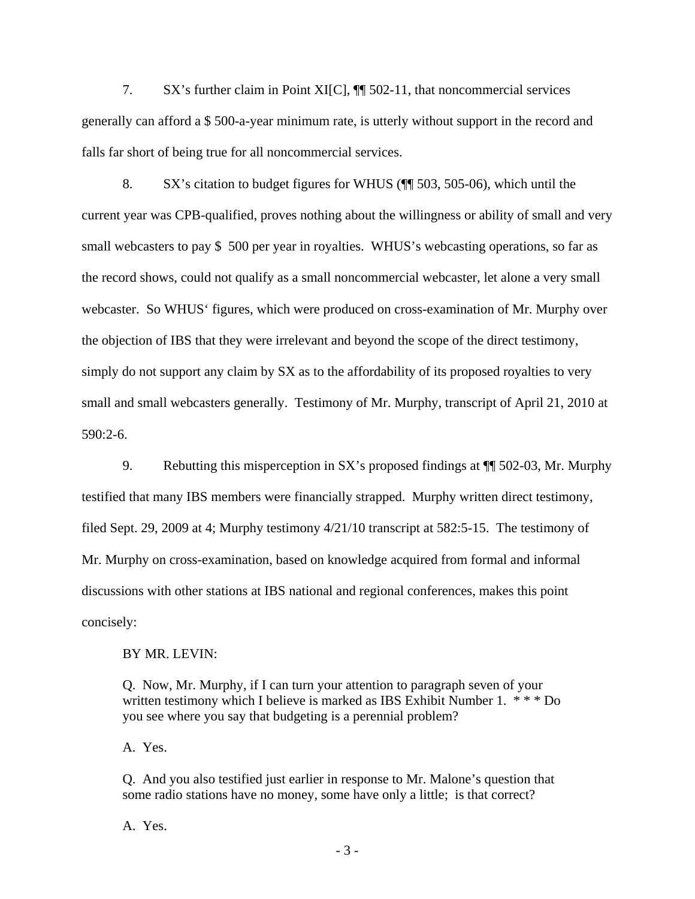7. SX's further claim in Point XI[C], ¶¶ 502-11, that noncommercial services generally can afford a $ 500-a-year minimum rate, is utterly without support in the record and falls far short of being true for all noncommercial services.

8. SX's citation to budget figures for WHUS (¶¶ 503, 505-06), which until the current year was CPB-qualified, proves nothing about the willingness or ability of small and very small webcasters to pay $ 500 per year in royalties. WHUS's webcasting operations, so far as the record shows, could not qualify as a small noncommercial webcaster, let alone a very small webcaster. So WHUS' figures, which were produced on cross-examination of Mr. Murphy over the objection of IBS that they were irrelevant and beyond the scope of the direct testimony, simply do not support any claim by SX as to the affordability of its proposed royalties to very small and small webcasters generally. Testimony of Mr. Murphy, transcript of April 21, 2010 at 590:2-6.

9. Rebutting this misperception in SX's proposed findings at ¶¶ 502-03, Mr. Murphy testified that many IBS members were financially strapped. Murphy written direct testimony, filed Sept. 29, 2009 at 4; Murphy testimony 4/21/10 transcript at 582:5-15. The testimony of Mr. Murphy on cross-examination, based on knowledge acquired from formal and informal discussions with other stations at IBS national and regional conferences, makes this point concisely:

> BY MR. LEVIN:
>
> Q. Now, Mr. Murphy, if I can turn your attention to paragraph seven of your written testimony which I believe is marked as IBS Exhibit Number 1. * * * Do you see where you say that budgeting is a perennial problem?
>
> A. Yes.
>
> Q. And you also testified just earlier in response to Mr. Malone's question that some radio stations have no money, some have only a little; is that correct?
>
> A. Yes.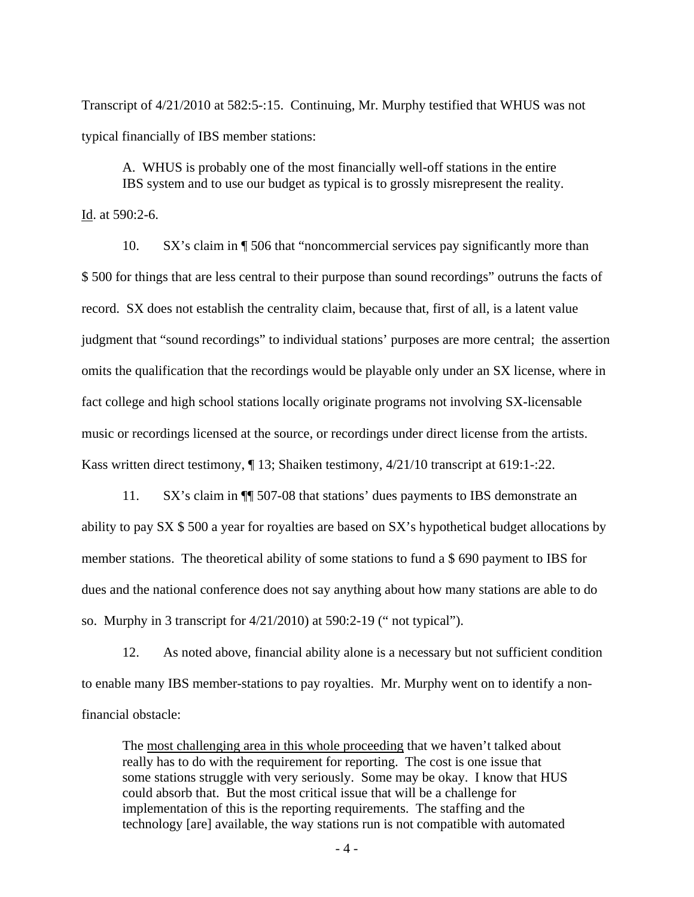Transcript of 4/21/2010 at 582:5-:15. Continuing, Mr. Murphy testified that WHUS was not typical financially of IBS member stations:

> A. WHUS is probably one of the most financially well-off stations in the entire IBS system and to use our budget as typical is to grossly misrepresent the reality.

Id. at 590:2-6.

10. SX's claim in ¶ 506 that "noncommercial services pay significantly more than $ 500 for things that are less central to their purpose than sound recordings" outruns the facts of record. SX does not establish the centrality claim, because that, first of all, is a latent value judgment that "sound recordings" to individual stations' purposes are more central; the assertion omits the qualification that the recordings would be playable only under an SX license, where in fact college and high school stations locally originate programs not involving SX-licensable music or recordings licensed at the source, or recordings under direct license from the artists. Kass written direct testimony, ¶ 13; Shaiken testimony, 4/21/10 transcript at 619:1-:22.

11. SX's claim in ¶¶ 507-08 that stations' dues payments to IBS demonstrate an ability to pay SX $ 500 a year for royalties are based on SX's hypothetical budget allocations by member stations. The theoretical ability of some stations to fund a $ 690 payment to IBS for dues and the national conference does not say anything about how many stations are able to do so. Murphy in 3 transcript for 4/21/2010) at 590:2-19 (" not typical").

12. As noted above, financial ability alone is a necessary but not sufficient condition to enable many IBS member-stations to pay royalties. Mr. Murphy went on to identify a non-financial obstacle:

> The <u>most challenging area in this whole proceeding</u> that we haven't talked about really has to do with the requirement for reporting. The cost is one issue that some stations struggle with very seriously. Some may be okay. I know that HUS could absorb that. But the most critical issue that will be a challenge for implementation of this is the reporting requirements. The staffing and the technology [are] available, the way stations run is not compatible with automated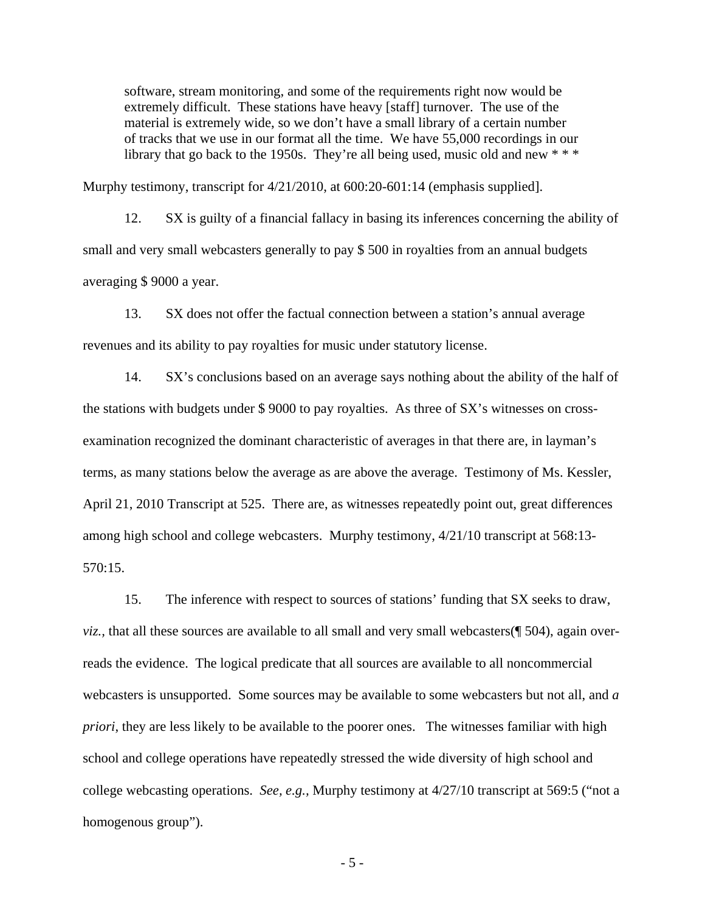> software, stream monitoring, and some of the requirements right now would be extremely difficult. These stations have heavy [staff] turnover. The use of the material is extremely wide, so we don't have a small library of a certain number of tracks that we use in our format all the time. We have 55,000 recordings in our library that go back to the 1950s. They're all being used, music old and new * * *

Murphy testimony, transcript for 4/21/2010, at 600:20-601:14 (emphasis supplied].

12. SX is guilty of a financial fallacy in basing its inferences concerning the ability of small and very small webcasters generally to pay $ 500 in royalties from an annual budgets averaging $ 9000 a year.

13. SX does not offer the factual connection between a station's annual average revenues and its ability to pay royalties for music under statutory license.

14. SX's conclusions based on an average says nothing about the ability of the half of the stations with budgets under $ 9000 to pay royalties. As three of SX's witnesses on cross-examination recognized the dominant characteristic of averages in that there are, in layman's terms, as many stations below the average as are above the average. Testimony of Ms. Kessler, April 21, 2010 Transcript at 525. There are, as witnesses repeatedly point out, great differences among high school and college webcasters. Murphy testimony, 4/21/10 transcript at 568:13-570:15.

15. The inference with respect to sources of stations' funding that SX seeks to draw, *viz.*, that all these sources are available to all small and very small webcasters(¶ 504), again over-reads the evidence. The logical predicate that all sources are available to all noncommercial webcasters is unsupported. Some sources may be available to some webcasters but not all, and *a priori*, they are less likely to be available to the poorer ones. The witnesses familiar with high school and college operations have repeatedly stressed the wide diversity of high school and college webcasting operations. *See, e.g.*, Murphy testimony at 4/27/10 transcript at 569:5 ("not a homogenous group").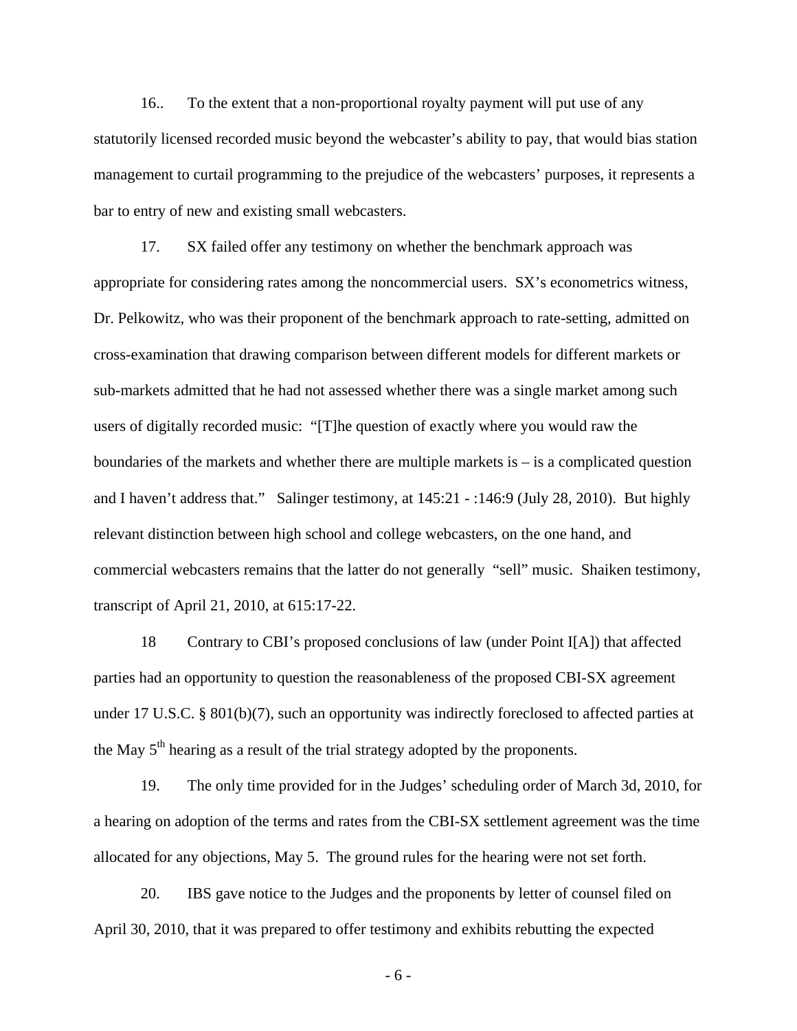16.. To the extent that a non-proportional royalty payment will put use of any statutorily licensed recorded music beyond the webcaster's ability to pay, that would bias station management to curtail programming to the prejudice of the webcasters' purposes, it represents a bar to entry of new and existing small webcasters.

17. SX failed offer any testimony on whether the benchmark approach was appropriate for considering rates among the noncommercial users. SX's econometrics witness, Dr. Pelkowitz, who was their proponent of the benchmark approach to rate-setting, admitted on cross-examination that drawing comparison between different models for different markets or sub-markets admitted that he had not assessed whether there was a single market among such users of digitally recorded music: "[T]he question of exactly where you would raw the boundaries of the markets and whether there are multiple markets is – is a complicated question and I haven't address that." Salinger testimony, at 145:21 - :146:9 (July 28, 2010). But highly relevant distinction between high school and college webcasters, on the one hand, and commercial webcasters remains that the latter do not generally "sell" music. Shaiken testimony, transcript of April 21, 2010, at 615:17-22.

18 Contrary to CBI's proposed conclusions of law (under Point I[A]) that affected parties had an opportunity to question the reasonableness of the proposed CBI-SX agreement under 17 U.S.C. § 801(b)(7), such an opportunity was indirectly foreclosed to affected parties at the May 5th hearing as a result of the trial strategy adopted by the proponents.

19. The only time provided for in the Judges' scheduling order of March 3d, 2010, for a hearing on adoption of the terms and rates from the CBI-SX settlement agreement was the time allocated for any objections, May 5. The ground rules for the hearing were not set forth.

20. IBS gave notice to the Judges and the proponents by letter of counsel filed on April 30, 2010, that it was prepared to offer testimony and exhibits rebutting the expected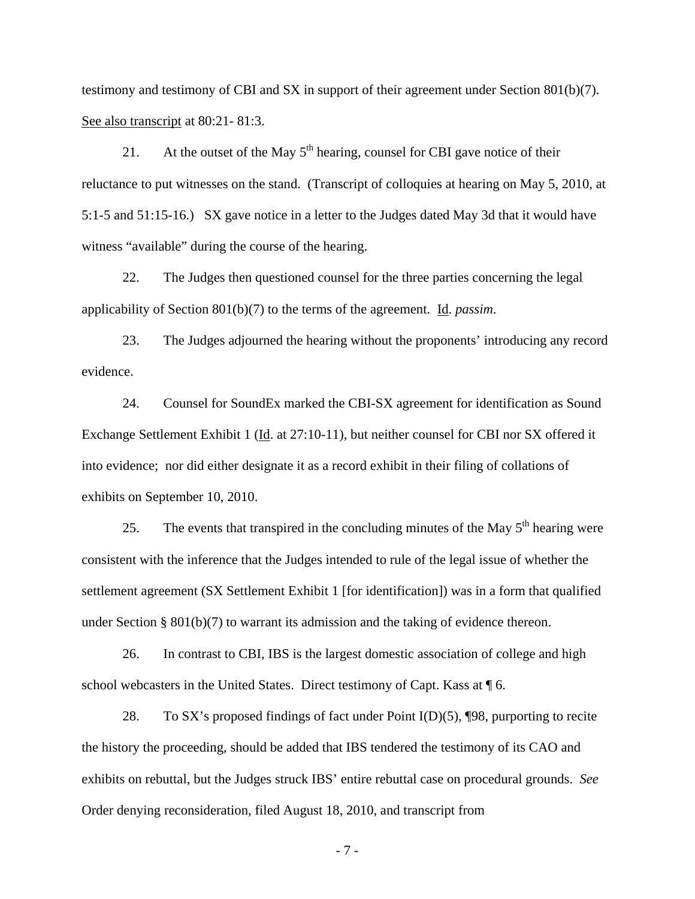testimony and testimony of CBI and SX in support of their agreement under Section 801(b)(7). See also transcript at 80:21- 81:3.

21. At the outset of the May 5th hearing, counsel for CBI gave notice of their reluctance to put witnesses on the stand. (Transcript of colloquies at hearing on May 5, 2010, at 5:1-5 and 51:15-16.) SX gave notice in a letter to the Judges dated May 3d that it would have witness "available" during the course of the hearing.

22. The Judges then questioned counsel for the three parties concerning the legal applicability of Section 801(b)(7) to the terms of the agreement. Id. *passim*.

23. The Judges adjourned the hearing without the proponents' introducing any record evidence.

24. Counsel for SoundEx marked the CBI-SX agreement for identification as Sound Exchange Settlement Exhibit 1 (Id. at 27:10-11), but neither counsel for CBI nor SX offered it into evidence; nor did either designate it as a record exhibit in their filing of collations of exhibits on September 10, 2010.

25. The events that transpired in the concluding minutes of the May 5th hearing were consistent with the inference that the Judges intended to rule of the legal issue of whether the settlement agreement (SX Settlement Exhibit 1 [for identification]) was in a form that qualified under Section § 801(b)(7) to warrant its admission and the taking of evidence thereon.

26. In contrast to CBI, IBS is the largest domestic association of college and high school webcasters in the United States. Direct testimony of Capt. Kass at ¶ 6.

28. To SX's proposed findings of fact under Point I(D)(5), ¶98, purporting to recite the history the proceeding, should be added that IBS tendered the testimony of its CAO and exhibits on rebuttal, but the Judges struck IBS' entire rebuttal case on procedural grounds. *See* Order denying reconsideration, filed August 18, 2010, and transcript from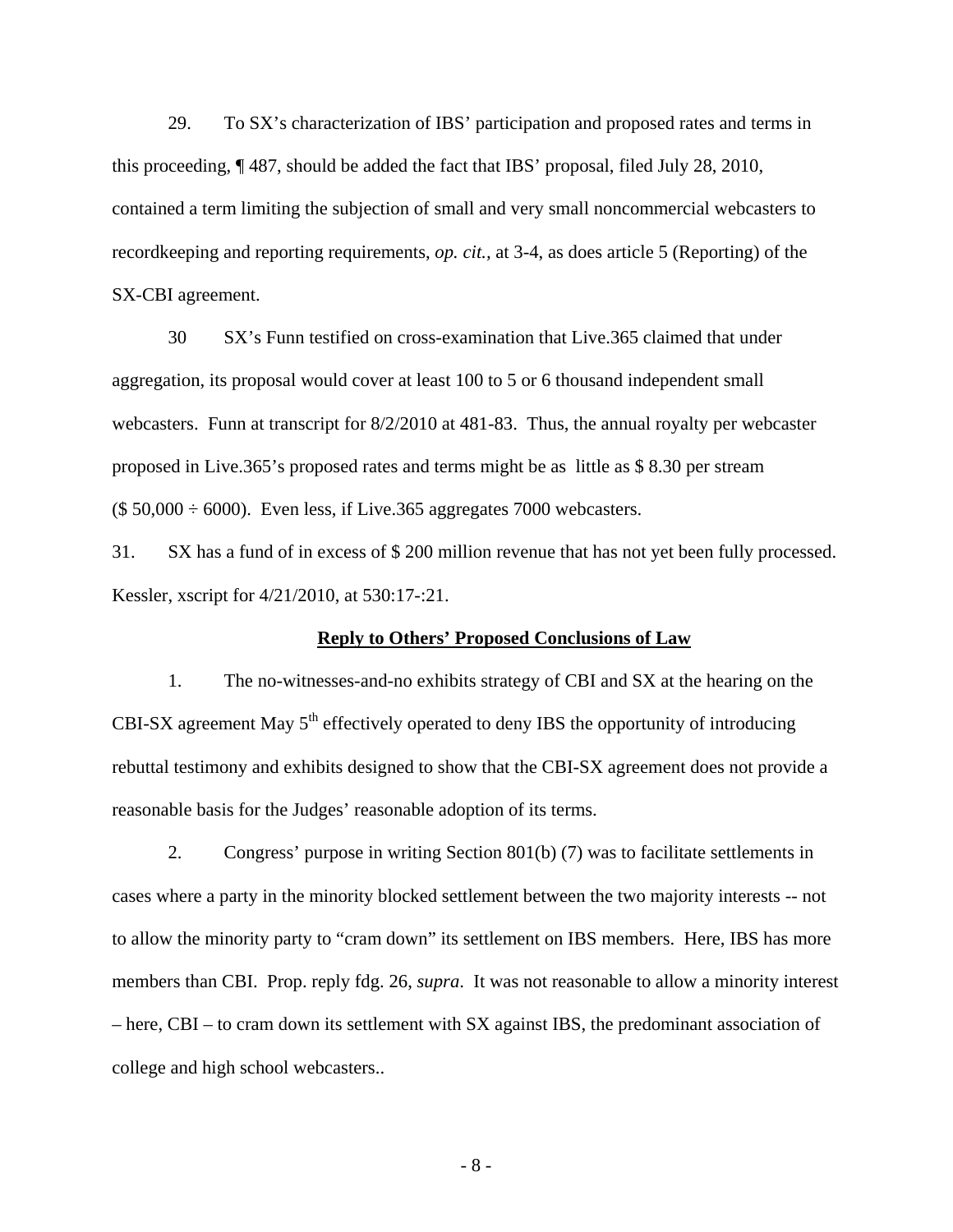29. To SX's characterization of IBS' participation and proposed rates and terms in this proceeding, ¶ 487, should be added the fact that IBS' proposal, filed July 28, 2010, contained a term limiting the subjection of small and very small noncommercial webcasters to recordkeeping and reporting requirements, *op. cit.,* at 3-4, as does article 5 (Reporting) of the SX-CBI agreement.

30 SX's Funn testified on cross-examination that Live.365 claimed that under aggregation, its proposal would cover at least 100 to 5 or 6 thousand independent small webcasters. Funn at transcript for 8/2/2010 at 481-83. Thus, the annual royalty per webcaster proposed in Live.365's proposed rates and terms might be as little as $ 8.30 per stream ($ 50,000 ÷ 6000). Even less, if Live.365 aggregates 7000 webcasters.

31. SX has a fund of in excess of $ 200 million revenue that has not yet been fully processed. Kessler, xscript for 4/21/2010, at 530:17-:21.

**Reply to Others' Proposed Conclusions of Law**

1. The no-witnesses-and-no exhibits strategy of CBI and SX at the hearing on the CBI-SX agreement May 5th effectively operated to deny IBS the opportunity of introducing rebuttal testimony and exhibits designed to show that the CBI-SX agreement does not provide a reasonable basis for the Judges' reasonable adoption of its terms.

2. Congress' purpose in writing Section 801(b) (7) was to facilitate settlements in cases where a party in the minority blocked settlement between the two majority interests -- not to allow the minority party to "cram down" its settlement on IBS members. Here, IBS has more members than CBI. Prop. reply fdg. 26, *supra*. It was not reasonable to allow a minority interest – here, CBI – to cram down its settlement with SX against IBS, the predominant association of college and high school webcasters..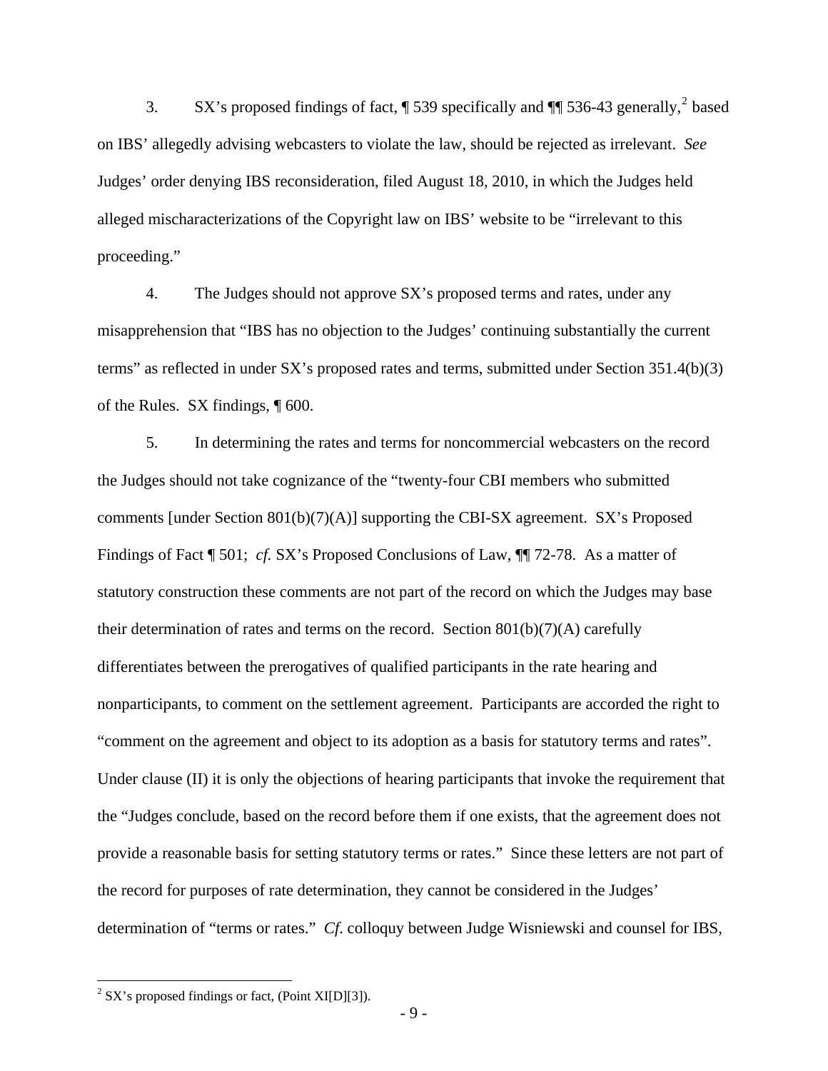3. SX's proposed findings of fact, ¶ 539 specifically and ¶¶ 536-43 generally,[2] based on IBS' allegedly advising webcasters to violate the law, should be rejected as irrelevant. *See* Judges' order denying IBS reconsideration, filed August 18, 2010, in which the Judges held alleged mischaracterizations of the Copyright law on IBS' website to be "irrelevant to this proceeding."

4. The Judges should not approve SX's proposed terms and rates, under any misapprehension that "IBS has no objection to the Judges' continuing substantially the current terms" as reflected in under SX's proposed rates and terms, submitted under Section 351.4(b)(3) of the Rules. SX findings, ¶ 600.

5. In determining the rates and terms for noncommercial webcasters on the record the Judges should not take cognizance of the "twenty-four CBI members who submitted comments [under Section 801(b)(7)(A)] supporting the CBI-SX agreement. SX's Proposed Findings of Fact ¶ 501; *cf.* SX's Proposed Conclusions of Law, ¶¶ 72-78. As a matter of statutory construction these comments are not part of the record on which the Judges may base their determination of rates and terms on the record. Section 801(b)(7)(A) carefully differentiates between the prerogatives of qualified participants in the rate hearing and nonparticipants, to comment on the settlement agreement. Participants are accorded the right to "comment on the agreement and object to its adoption as a basis for statutory terms and rates". Under clause (II) it is only the objections of hearing participants that invoke the requirement that the "Judges conclude, based on the record before them if one exists, that the agreement does not provide a reasonable basis for setting statutory terms or rates." Since these letters are not part of the record for purposes of rate determination, they cannot be considered in the Judges' determination of "terms or rates." *Cf.* colloquy between Judge Wisniewski and counsel for IBS,

---

[2] SX's proposed findings or fact, (Point XI[D][3]).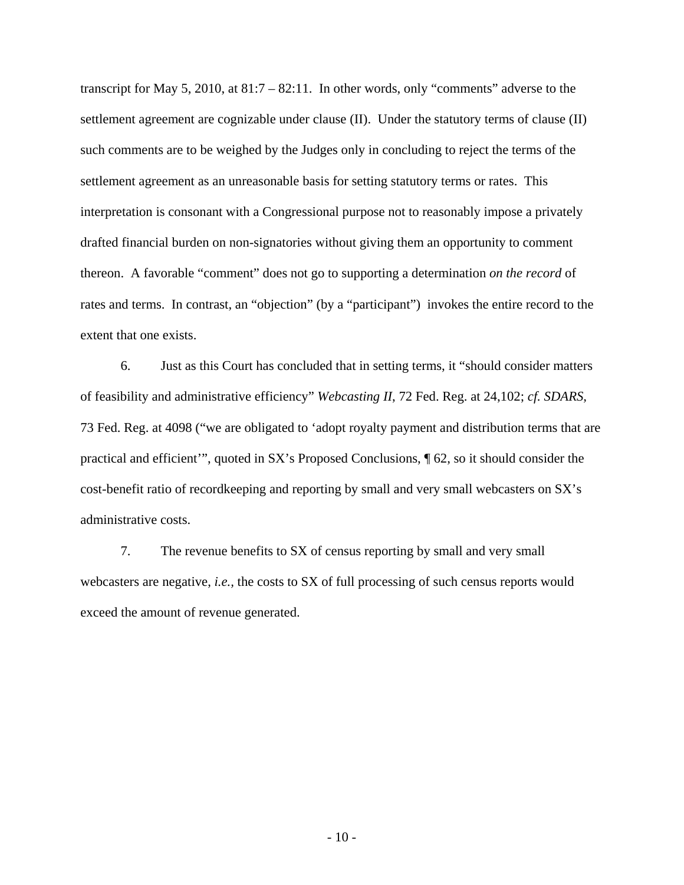transcript for May 5, 2010, at 81:7 – 82:11. In other words, only "comments" adverse to the settlement agreement are cognizable under clause (II). Under the statutory terms of clause (II) such comments are to be weighed by the Judges only in concluding to reject the terms of the settlement agreement as an unreasonable basis for setting statutory terms or rates. This interpretation is consonant with a Congressional purpose not to reasonably impose a privately drafted financial burden on non-signatories without giving them an opportunity to comment thereon. A favorable "comment" does not go to supporting a determination *on the record* of rates and terms. In contrast, an "objection" (by a "participant") invokes the entire record to the extent that one exists.

6. Just as this Court has concluded that in setting terms, it "should consider matters of feasibility and administrative efficiency" *Webcasting II*, 72 Fed. Reg. at 24,102; *cf. SDARS*, 73 Fed. Reg. at 4098 ("we are obligated to 'adopt royalty payment and distribution terms that are practical and efficient'", quoted in SX's Proposed Conclusions, ¶ 62, so it should consider the cost-benefit ratio of recordkeeping and reporting by small and very small webcasters on SX's administrative costs.

7. The revenue benefits to SX of census reporting by small and very small webcasters are negative, *i.e.*, the costs to SX of full processing of such census reports would exceed the amount of revenue generated.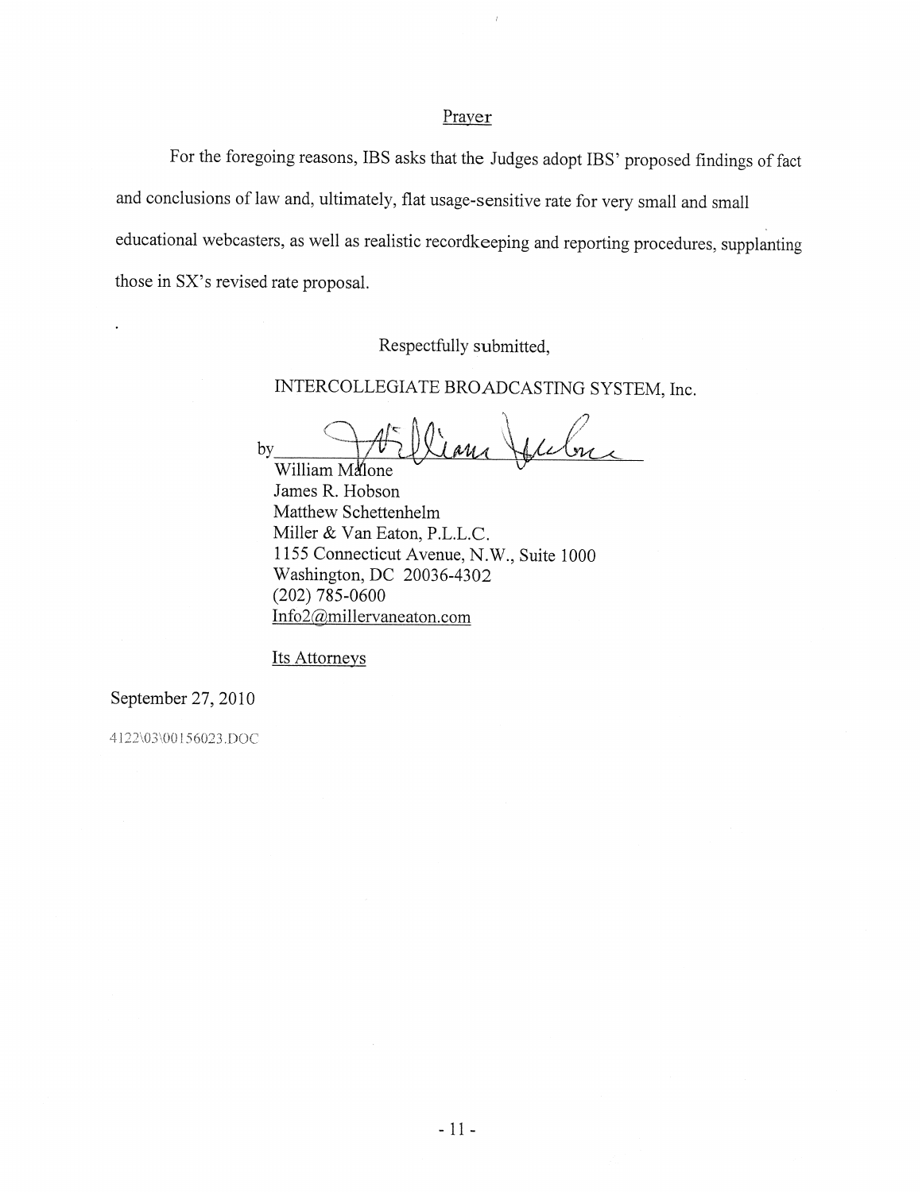## Prayer

For the foregoing reasons, IBS asks that the Judges adopt IBS' proposed findings of fact and conclusions of law and, ultimately, flat usage-sensitive rate for very small and small educational webcasters, as well as realistic recordkeeping and reporting procedures, supplanting those in SX's revised rate proposal.

Respectfully submitted,

INTERCOLLEGIATE BROADCASTING SYSTEM, Inc.

by ______________________
William Malone
James R. Hobson
Matthew Schettenhelm
Miller & Van Eaton, P.L.L.C.
1155 Connecticut Avenue, N.W., Suite 1000
Washington, DC 20036-4302
(202) 785-0600
Info2@millervaneaton.com

Its Attorneys

September 27, 2010

4122\03\00156023.DOC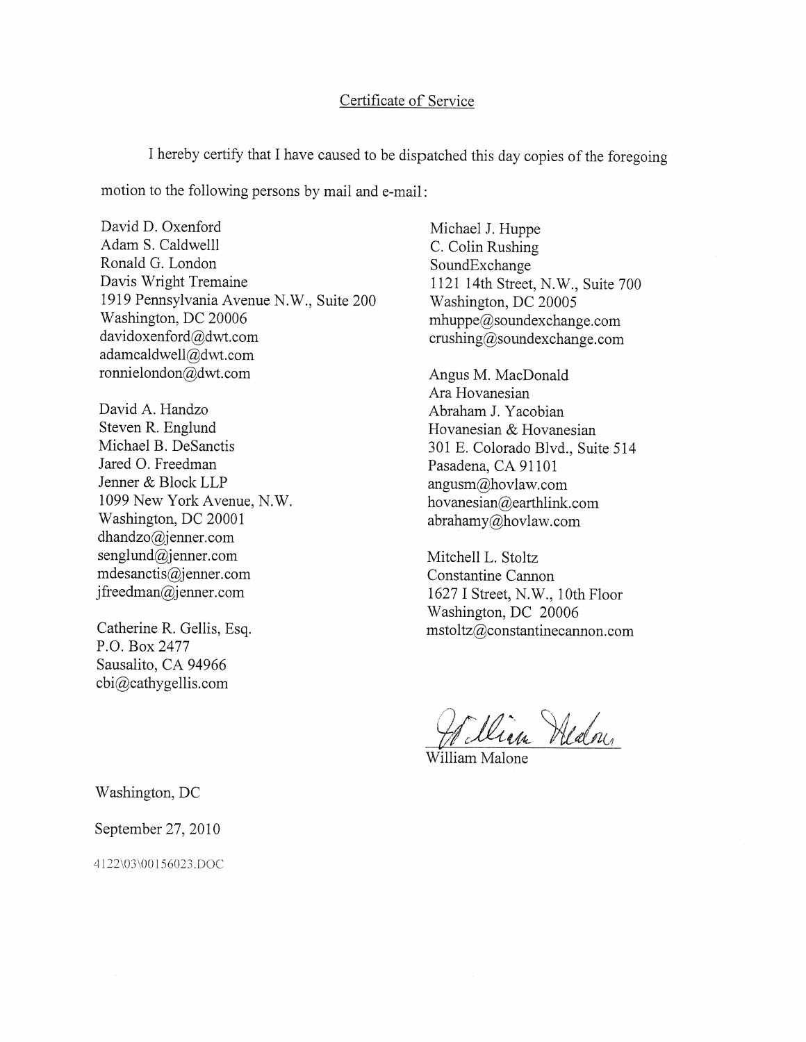Certificate of Service

I hereby certify that I have caused to be dispatched this day copies of the foregoing motion to the following persons by mail and e-mail:

David D. Oxenford
Adam S. Caldwelll
Ronald G. London
Davis Wright Tremaine
1919 Pennsylvania Avenue N.W., Suite 200
Washington, DC 20006
davidoxenford@dwt.com
adamcaldwell@dwt.com
ronnielondon@dwt.com

David A. Handzo
Steven R. Englund
Michael B. DeSanctis
Jared O. Freedman
Jenner & Block LLP
1099 New York Avenue, N.W.
Washington, DC 20001
dhandzo@jenner.com
senglund@jenner.com
mdesanctis@jenner.com
jfreedman@jenner.com

Catherine R. Gellis, Esq.
P.O. Box 2477
Sausalito, CA 94966
cbi@cathygellis.com

Michael J. Huppe
C. Colin Rushing
SoundExchange
1121 14th Street, N.W., Suite 700
Washington, DC 20005
mhuppe@soundexchange.com
crushing@soundexchange.com

Angus M. MacDonald
Ara Hovanesian
Abraham J. Yacobian
Hovanesian & Hovanesian
301 E. Colorado Blvd., Suite 514
Pasadena, CA 91101
angusm@hovlaw.com
hovanesian@earthlink.com
abrahamy@hovlaw.com

Mitchell L. Stoltz
Constantine Cannon
1627 I Street, N.W., 10th Floor
Washington, DC 20006
mstoltz@constantinecannon.com

William Malone

Washington, DC

September 27, 2010

4122\03\00156023.DOC